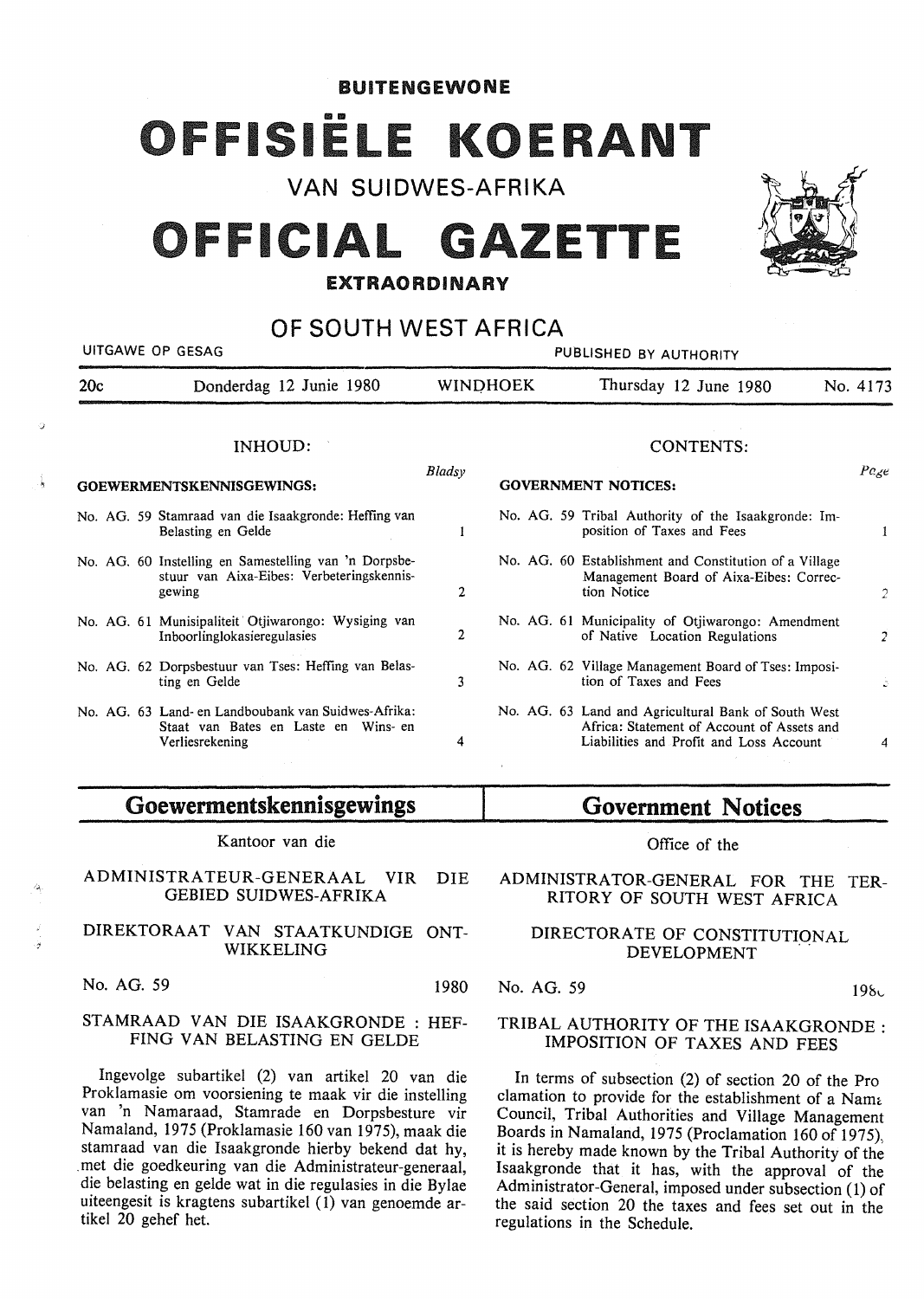**BUITENGEWONE**

# OFFISIËLE KOERANT

VAN SUIDWES-AFRIKA

# OFFICIAL GAZETTE

**EXTRAORDINARY**

## OF SOUTH WEST AFRICA

UITGAWE OP GESAG — PUBLISHED BY AUTHORITY

| 20c | Donderdag 12 Junie 1980 | WINDHOEK | Thursday 12 June 1980 | No. 4173 |
|---|---|---|---|---|

### INHOUD:

**GOEWERMENTSKENNISGEWINGS:**

| | Bladsy |
|---|---|
| No. AG. 59 Stamraad van die Isaakgronde: Heffing van Belasting en Gelde | 1 |
| No. AG. 60 Instelling en Samestelling van 'n Dorpsbestuur van Aixa-Eibes: Verbeteringskennisgewing | 2 |
| No. AG. 61 Munisipaliteit Otjiwarongo: Wysiging van Inboorlinglokasieregulasies | 2 |
| No. AG. 62 Dorpsbestuur van Tses: Heffing van Belasting en Gelde | 3 |
| No. AG. 63 Land- en Landboubank van Suidwes-Afrika: Staat van Bates en Laste en Wins- en Verliesrekening | 4 |

### CONTENTS:

**GOVERNMENT NOTICES:**

| | Page |
|---|---|
| No. AG. 59 Tribal Authority of the Isaakgronde: Imposition of Taxes and Fees | 1 |
| No. AG. 60 Establishment and Constitution of a Village Management Board of Aixa-Eibes: Correction Notice | 2 |
| No. AG. 61 Municipality of Otjiwarongo: Amendment of Native Location Regulations | 2 |
| No. AG. 62 Village Management Board of Tses: Imposition of Taxes and Fees | 3 |
| No. AG. 63 Land and Agricultural Bank of South West Africa: Statement of Account of Assets and Liabilities and Profit and Loss Account | 4 |

## Goewermentskennisgewings

Kantoor van die

ADMINISTRATEUR-GENERAAL VIR DIE GEBIED SUIDWES-AFRIKA

DIREKTORAAT VAN STAATKUNDIGE ONTWIKKELING

No. AG. 59 — 1980

STAMRAAD VAN DIE ISAAKGRONDE : HEFFING VAN BELASTING EN GELDE

Ingevolge subartikel (2) van artikel 20 van die Proklamasie om voorsiening te maak vir die instelling van 'n Namaraad, Stamrade en Dorpsbesture vir Namaland, 1975 (Proklamasie 160 van 1975), maak die stamraad van die Isaakgronde hierby bekend dat hy, met die goedkeuring van die Administrateur-generaal, die belasting en gelde wat in die regulasies in die Bylae uiteengesit is kragtens subartikel (1) van genoemde artikel 20 gehef het.

## Government Notices

Office of the

ADMINISTRATOR-GENERAL FOR THE TERRITORY OF SOUTH WEST AFRICA

DIRECTORATE OF CONSTITUTIONAL DEVELOPMENT

No. AG. 59 — 1980

TRIBAL AUTHORITY OF THE ISAAKGRONDE : IMPOSITION OF TAXES AND FEES

In terms of subsection (2) of section 20 of the Proclamation to provide for the establishment of a Nama Council, Tribal Authorities and Village Management Boards in Namaland, 1975 (Proclamation 160 of 1975), it is hereby made known by the Tribal Authority of the Isaakgronde that it has, with the approval of the Administrator-General, imposed under subsection (1) of the said section 20 the taxes and fees set out in the regulations in the Schedule.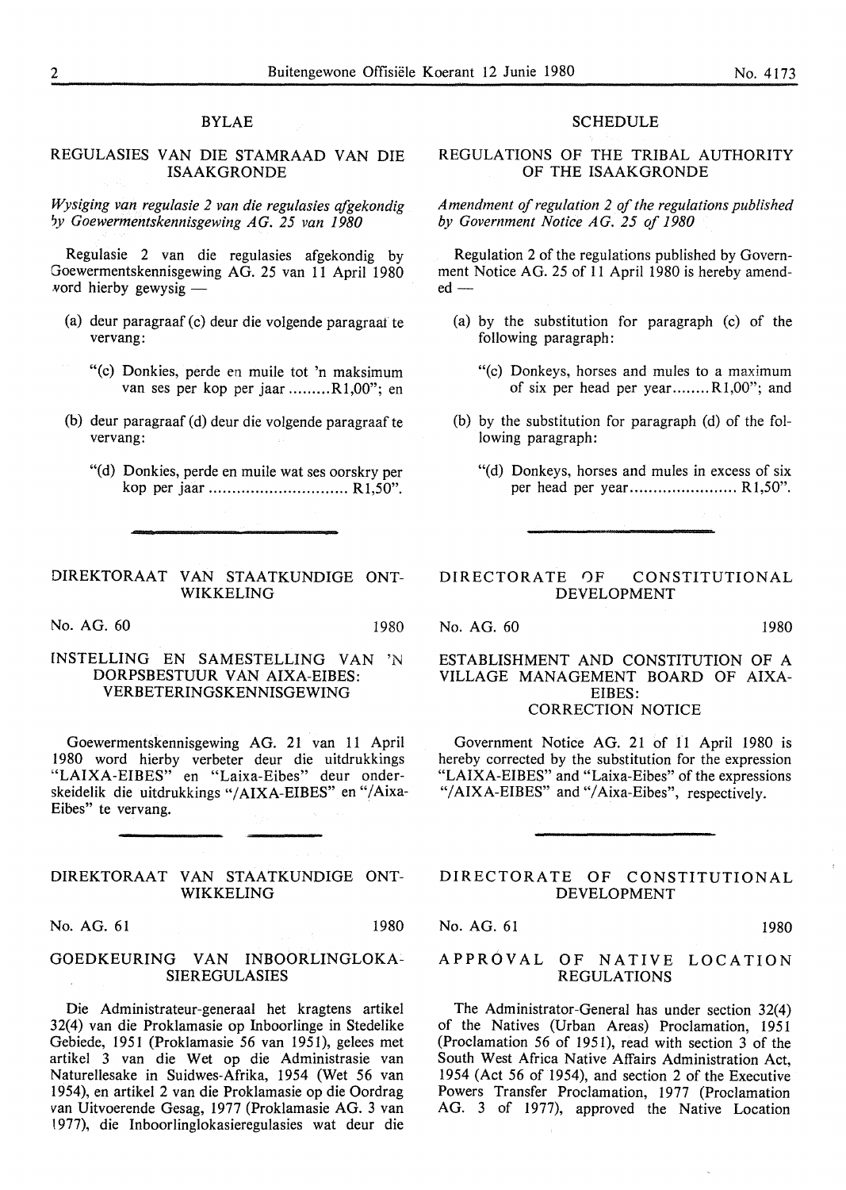## BYLAE

### REGULASIES VAN DIE STAMRAAD VAN DIE ISAAKGRONDE

*Wysiging van regulasie 2 van die regulasies afgekondig by Goewermentskennisgewing AG. 25 van 1980*

Regulasie 2 van die regulasies afgekondig by Goewermentskennisgewing AG. 25 van 11 April 1980 word hierby gewysig —

(a) deur paragraaf (c) deur die volgende paragraaf te vervang:

"(c) Donkies, perde en muile tot 'n maksimum van ses per kop per jaar .........R1,00"; en

(b) deur paragraaf (d) deur die volgende paragraaf te vervang:

"(d) Donkies, perde en muile wat ses oorskry per kop per jaar .............................. R1,50".

## SCHEDULE

### REGULATIONS OF THE TRIBAL AUTHORITY OF THE ISAAKGRONDE

*Amendment of regulation 2 of the regulations published by Government Notice AG. 25 of 1980*

Regulation 2 of the regulations published by Government Notice AG. 25 of 11 April 1980 is hereby amended —

(a) by the substitution for paragraph (c) of the following paragraph:

"(c) Donkeys, horses and mules to a maximum of six per head per year........R1,00"; and

(b) by the substitution for paragraph (d) of the following paragraph:

"(d) Donkeys, horses and mules in excess of six per head per year....................... R1,50".

---

## DIREKTORAAT VAN STAATKUNDIGE ONTWIKKELING

No. AG. 60 1980

### INSTELLING EN SAMESTELLING VAN 'N DORPSBESTUUR VAN AIXA-EIBES: VERBETERINGSKENNISGEWING

Goewermentskennisgewing AG. 21 van 11 April 1980 word hierby verbeter deur die uitdrukkings "LAIXA-EIBES" en "Laixa-Eibes" deur onderskeidelik die uitdrukkings "/AIXA-EIBES" en "/Aixa-Eibes" te vervang.

## DIRECTORATE OF CONSTITUTIONAL DEVELOPMENT

No. AG. 60 1980

### ESTABLISHMENT AND CONSTITUTION OF A VILLAGE MANAGEMENT BOARD OF AIXA-EIBES: CORRECTION NOTICE

Government Notice AG. 21 of 11 April 1980 is hereby corrected by the substitution for the expression "LAIXA-EIBES" and "Laixa-Eibes" of the expressions "/AIXA-EIBES" and "/Aixa-Eibes", respectively.

---

## DIREKTORAAT VAN STAATKUNDIGE ONTWIKKELING

No. AG. 61 1980

### GOEDKEURING VAN INBOORLINGLOKASIEREGULASIES

Die Administrateur-generaal het kragtens artikel 32(4) van die Proklamasie op Inboorlinge in Stedelike Gebiede, 1951 (Proklamasie 56 van 1951), gelees met artikel 3 van die Wet op die Administrasie van Naturellesake in Suidwes-Afrika, 1954 (Wet 56 van 1954), en artikel 2 van die Proklamasie op die Oordrag van Uitvoerende Gesag, 1977 (Proklamasie AG. 3 van 1977), die Inboorlinglokasieregulasies wat deur die

## DIRECTORATE OF CONSTITUTIONAL DEVELOPMENT

No. AG. 61 1980

### APPROVAL OF NATIVE LOCATION REGULATIONS

The Administrator-General has under section 32(4) of the Natives (Urban Areas) Proclamation, 1951 (Proclamation 56 of 1951), read with section 3 of the South West Africa Native Affairs Administration Act, 1954 (Act 56 of 1954), and section 2 of the Executive Powers Transfer Proclamation, 1977 (Proclamation AG. 3 of 1977), approved the Native Location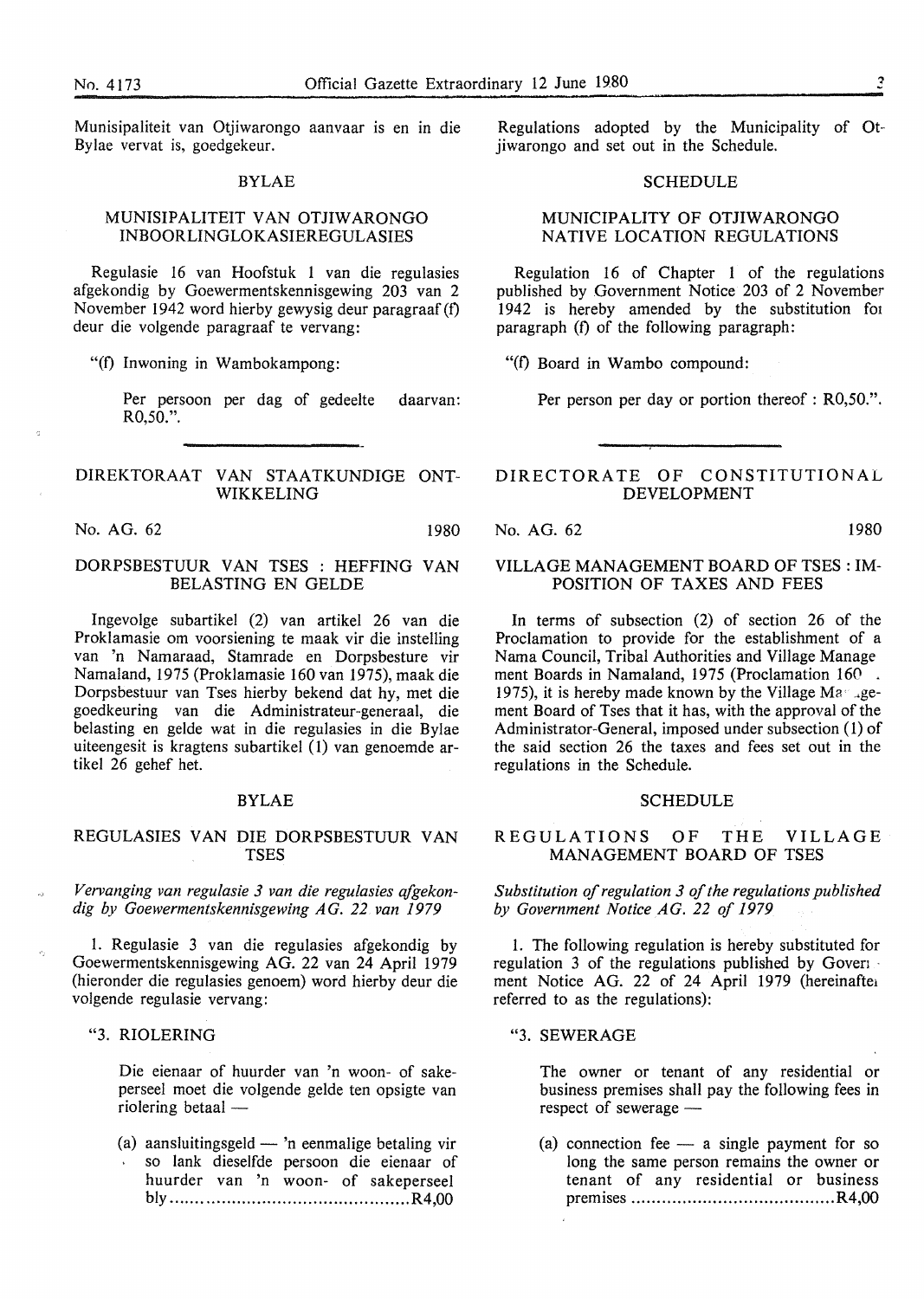Munisipaliteit van Otjiwarongo aanvaar is en in die Bylae vervat is, goedgekeur.

BYLAE

MUNISIPALITEIT VAN OTJIWARONGO INBOORLINGLOKASIEREGULASIES

Regulasie 16 van Hoofstuk 1 van die regulasies afgekondig by Goewermentskennisgewing 203 van 2 November 1942 word hierby gewysig deur paragraaf (f) deur die volgende paragraaf te vervang:

"(f) Inwoning in Wambokampong:

Per persoon per dag of gedeelte daarvan: R0,50.".

## DIREKTORAAT VAN STAATKUNDIGE ONTWIKKELING

No. AG. 62 1980

### DORPSBESTUUR VAN TSES : HEFFING VAN BELASTING EN GELDE

Ingevolge subartikel (2) van artikel 26 van die Proklamasie om voorsiening te maak vir die instelling van 'n Namaraad, Stamrade en Dorpsbesture vir Namaland, 1975 (Proklamasie 160 van 1975), maak die Dorpsbestuur van Tses hierby bekend dat hy, met die goedkeuring van die Administrateur-generaal, die belasting en gelde wat in die regulasies in die Bylae uiteengesit is kragtens subartikel (1) van genoemde artikel 26 gehef het.

BYLAE

REGULASIES VAN DIE DORPSBESTUUR VAN TSES

*Vervanging van regulasie 3 van die regulasies afgekondig by Goewermentskennisgewing AG. 22 van 1979*

1. Regulasie 3 van die regulasies afgekondig by Goewermentskennisgewing AG. 22 van 24 April 1979 (hieronder die regulasies genoem) word hierby deur die volgende regulasie vervang:

"3. RIOLERING

Die eienaar of huurder van 'n woon- of sakeperseel moet die volgende gelde ten opsigte van riolering betaal —

(a) aansluitingsgeld — 'n eenmalige betaling vir so lank dieselfde persoon die eienaar of huurder van 'n woon- of sakeperseel bly ............................................... R4,00

Regulations adopted by the Municipality of Otjiwarongo and set out in the Schedule.

SCHEDULE

MUNICIPALITY OF OTJIWARONGO NATIVE LOCATION REGULATIONS

Regulation 16 of Chapter 1 of the regulations published by Government Notice 203 of 2 November 1942 is hereby amended by the substitution for paragraph (f) of the following paragraph:

"(f) Board in Wambo compound:

Per person per day or portion thereof : R0,50.".

## DIRECTORATE OF CONSTITUTIONAL DEVELOPMENT

No. AG. 62 1980

### VILLAGE MANAGEMENT BOARD OF TSES : IMPOSITION OF TAXES AND FEES

In terms of subsection (2) of section 26 of the Proclamation to provide for the establishment of a Nama Council, Tribal Authorities and Village Management Boards in Namaland, 1975 (Proclamation 160 of 1975), it is hereby made known by the Village Management Board of Tses that it has, with the approval of the Administrator-General, imposed under subsection (1) of the said section 26 the taxes and fees set out in the regulations in the Schedule.

SCHEDULE

REGULATIONS OF THE VILLAGE MANAGEMENT BOARD OF TSES

*Substitution of regulation 3 of the regulations published by Government Notice AG. 22 of 1979*

1. The following regulation is hereby substituted for regulation 3 of the regulations published by Government Notice AG. 22 of 24 April 1979 (hereinafter referred to as the regulations):

"3. SEWERAGE

The owner or tenant of any residential or business premises shall pay the following fees in respect of sewerage —

(a) connection fee — a single payment for so long the same person remains the owner or tenant of any residential or business premises ....................................... R4,00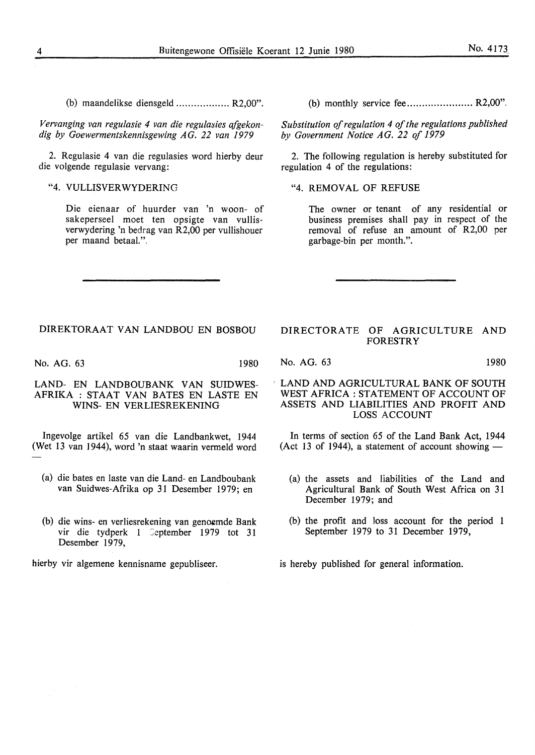(b) maandelikse diensgeld .................. R2,00".

*Vervanging van regulasie 4 van die regulasies afgekondig by Goewermentskennisgewing AG. 22 van 1979*

2. Regulasie 4 van die regulasies word hierby deur die volgende regulasie vervang:

"4. VULLISVERWYDERING

Die eienaar of huurder van 'n woon- of sakeperseel moet ten opsigte van vullisverwydering 'n bedrag van R2,00 per vullishouer per maand betaal.".

(b) monthly service fee...................... R2,00".

*Substitution of regulation 4 of the regulations published by Government Notice AG. 22 of 1979*

2. The following regulation is hereby substituted for regulation 4 of the regulations:

"4. REMOVAL OF REFUSE

The owner or tenant of any residential or business premises shall pay in respect of the removal of refuse an amount of R2,00 per garbage-bin per month.".

---

## DIREKTORAAT VAN LANDBOU EN BOSBOU

No. AG. 63 1980

### LAND- EN LANDBOUBANK VAN SUIDWES-AFRIKA : STAAT VAN BATES EN LASTE EN WINS- EN VERLIESREKENING

Ingevolge artikel 65 van die Landbankwet, 1944 (Wet 13 van 1944), word 'n staat waarin vermeld word —

(a) die bates en laste van die Land- en Landboubank van Suidwes-Afrika op 31 Desember 1979; en

(b) die wins- en verliesrekening van genoemde Bank vir die tydperk 1 September 1979 tot 31 Desember 1979,

hierby vir algemene kennisname gepubliseer.

## DIRECTORATE OF AGRICULTURE AND FORESTRY

No. AG. 63 1980

### LAND AND AGRICULTURAL BANK OF SOUTH WEST AFRICA : STATEMENT OF ACCOUNT OF ASSETS AND LIABILITIES AND PROFIT AND LOSS ACCOUNT

In terms of section 65 of the Land Bank Act, 1944 (Act 13 of 1944), a statement of account showing —

(a) the assets and liabilities of the Land and Agricultural Bank of South West Africa on 31 December 1979; and

(b) the profit and loss account for the period 1 September 1979 to 31 December 1979,

is hereby published for general information.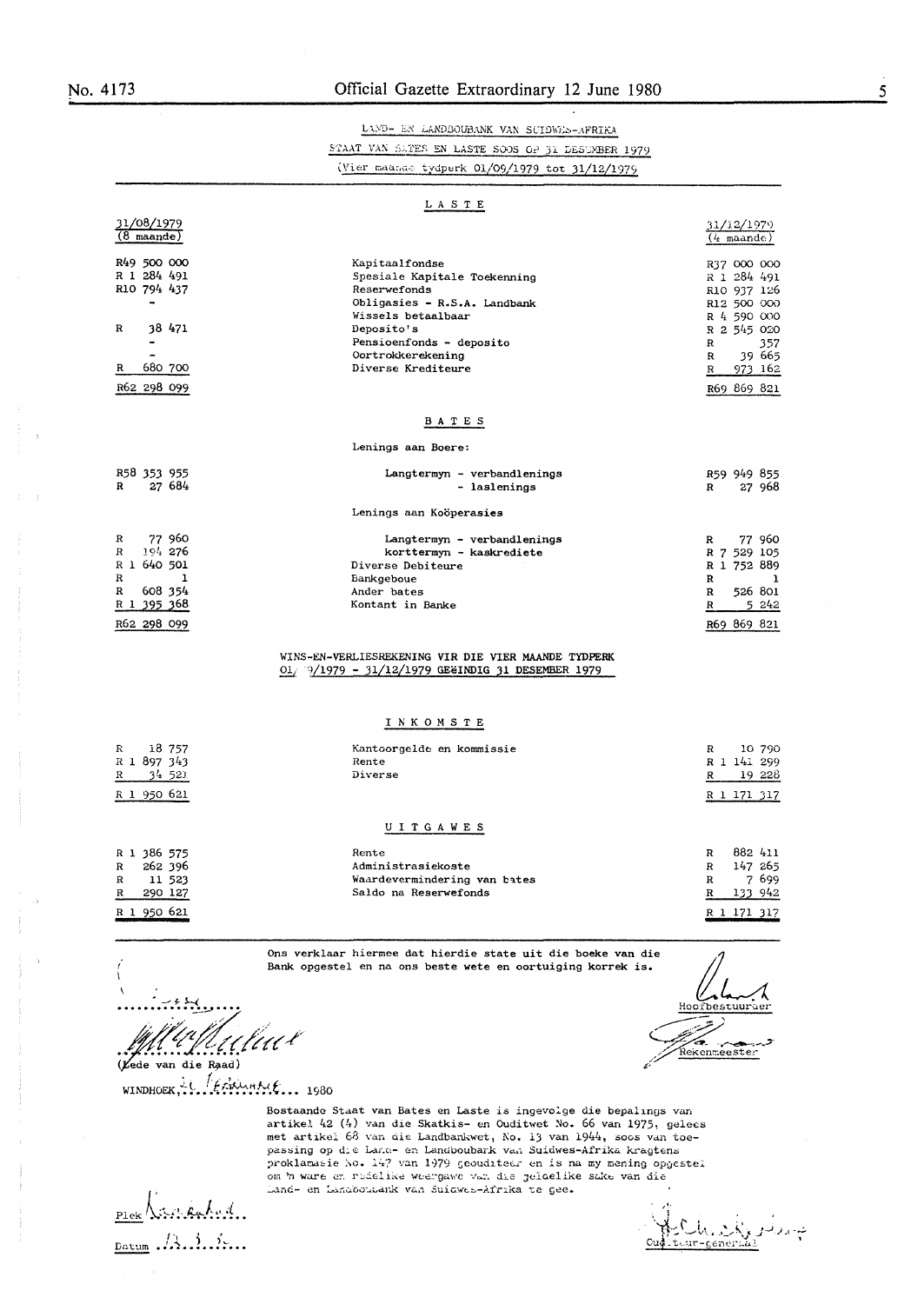LAND- EN LANDBOUBANK VAN SUIDWES-AFRIKA

STAAT VAN BATES EN LASTE SOOS OP 31 DESEMBER 1979

(Vier maande tydperk 01/09/1979 tot 31/12/1979)

## LASTE

| 31/08/1979 (8 maande) | | 31/12/1979 (4 maande) |
|---|---|---|
| R49 500 000 | Kapitaalfondse | R37 000 000 |
| R 1 284 491 | Spesiale Kapitale Toekenning | R 1 284 491 |
| R10 794 437 | Reserwefonds | R10 937 126 |
| - | Obligasies - R.S.A. Landbank | R12 500 000 |
| | Wissels betaalbaar | R 4 590 000 |
| R 38 471 | Deposito's | R 2 545 020 |
| - | Pensioenfonds - deposito | R 357 |
| - | Oortrokkerekening | R 39 665 |
| R 680 700 | Diverse Krediteure | R 973 162 |
| R62 298 099 | | R69 869 821 |

## BATES

| 31/08/1979 | | 31/12/1979 |
|---|---|---|
| | Lenings aan Boere: | |
| R58 353 955 | Langtermyn - verbandlenings | R59 949 855 |
| R 27 684 | - laslenings | R 27 968 |
| | Lenings aan Koöperasies | |
| R 77 960 | Langtermyn - verbandlenings | R 77 960 |
| R 194 276 | korttermyn - kaskrediete | R 7 529 105 |
| R 1 640 501 | Diverse Debiteure | R 1 752 889 |
| R 1 | Bankgeboue | R 1 |
| R 608 354 | Ander bates | R 526 801 |
| R 1 395 368 | Kontant in Banke | R 5 242 |
| R62 298 099 | | R69 869 821 |

WINS-EN-VERLIESREKENING VIR DIE VIER MAANDE TYDPERK 01/09/1979 - 31/12/1979 GEëINDIG 31 DESEMBER 1979

## INKOMSTE

| | | |
|---|---|---|
| R 18 757 | Kantoorgelde en kommissie | R 10 790 |
| R 1 897 343 | Rente | R 1 141 299 |
| R 34 521 | Diverse | R 19 228 |
| R 1 950 621 | | R 1 171 317 |

## UITGAWES

| | | |
|---|---|---|
| R 1 386 575 | Rente | R 882 411 |
| R 262 396 | Administrasiekoste | R 147 265 |
| R 11 523 | Waardevermindering van bates | R 7 699 |
| R 290 127 | Saldo na Reserwefonds | R 133 942 |
| R 1 950 621 | | R 1 171 317 |

Ons verklaar hiermee dat hierdie state uit die boeke van die Bank opgestel en na ons beste wete en oortuiging korrek is.

(Lede van die Raad)

Hoofbestuurder

Rekenmeester

WINDHOEK, 21 FEBRUARIE 1980

Bostaande Staat van Bates en Laste is ingevolge die bepalings van artikel 42 (4) van die Skatkis- en Ouditwet No. 66 van 1975, gelees met artikel 68 van die Landbankwet, No. 13 van 1944, soos van toepassing op die Land- en Landboubank van Suidwes-Afrika kragtens proklamasie No. 147 van 1979 geouditeer en is na my mening opgestel om 'n ware en redelike weergawe van die geldelike sake van die Land- en Landboubank van Suidwes-Afrika te gee.

Plek ...............

Datum ...............

Ouditeur-generaal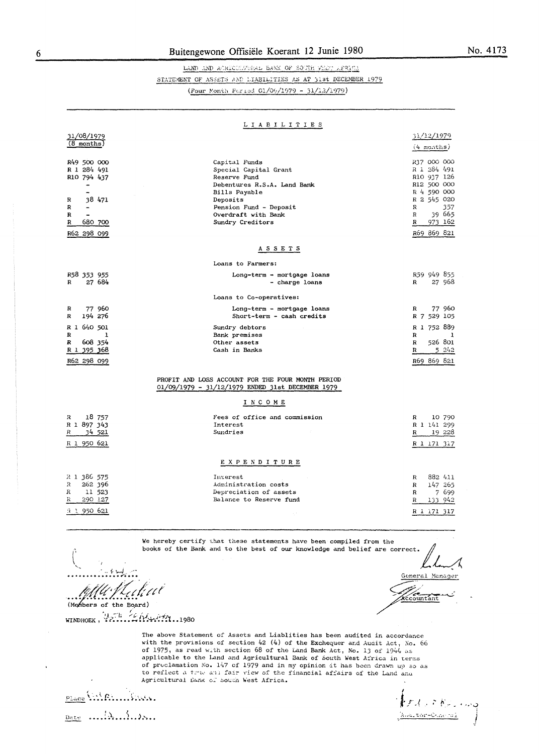LAND AND AGRICULTURAL BANK OF SOUTH WEST AFRICA

STATEMENT OF ASSETS AND LIABILITIES AS AT 31st DECEMBER 1979

(Four Month Period 01/09/1979 - 31/12/1979)

## LIABILITIES

| 31/08/1979 (8 months) | | 31/12/1979 (4 months) |
|---|---|---|
| R49 500 000 | Capital Funds | R37 000 000 |
| R 1 284 491 | Special Capital Grant | R 1 284 491 |
| R10 794 437 | Reserve Fund | R10 937 126 |
| - | Debentures R.S.A. Land Bank | R12 500 000 |
| - | Bills Payable | R 4 590 000 |
| R 38 471 | Deposits | R 2 545 020 |
| R - | Pension Fund - Deposit | R 357 |
| R - | Overdraft with Bank | R 39 665 |
| R 680 700 | Sundry Creditors | R 973 162 |
| R62 298 099 | | R69 869 821 |

## ASSETS

| 31/08/1979 (8 months) | | 31/12/1979 (4 months) |
|---|---|---|
| | Loans to Farmers: | |
| R58 353 955 | Long-term - mortgage loans | R59 949 855 |
| R 27 684 | - charge loans | R 27 968 |
| | Loans to Co-operatives: | |
| R 77 960 | Long-term - mortgage loans | R 77 960 |
| R 194 276 | Short-term - cash credits | R 7 529 105 |
| R 1 640 501 | Sundry debtors | R 1 752 889 |
| R 1 | Bank premises | R 1 |
| R 608 354 | Other assets | R 526 801 |
| R 1 395 368 | Cash in Banks | R 5 242 |
| R62 298 099 | | R69 869 821 |

PROFIT AND LOSS ACCOUNT FOR THE FOUR MONTH PERIOD 01/09/1979 - 31/12/1979 ENDED 31st DECEMBER 1979

## INCOME

| 31/08/1979 (8 months) | | 31/12/1979 (4 months) |
|---|---|---|
| R 18 757 | Fees of office and commission | R 10 790 |
| R 1 897 343 | Interest | R 1 141 299 |
| R 34 521 | Sundries | R 19 228 |
| R 1 950 621 | | R 1 171 317 |

## EXPENDITURE

| 31/08/1979 (8 months) | | 31/12/1979 (4 months) |
|---|---|---|
| R 1 386 575 | Interest | R 882 411 |
| R 262 396 | Administration costs | R 147 265 |
| R 11 523 | Depreciation of assets | R 7 699 |
| R 290 127 | Balance to Reserve fund | R 133 942 |
| R 1 950 621 | | R 1 171 317 |

We hereby certify that these statements have been compiled from the books of the Bank and to the best of our knowledge and belief are correct.

(Members of the Board)

General Manager

Accountant

WINDHOEK, 25th February 1980

The above Statement of Assets and Liablities has been audited in accordance with the provisions of section 42 (4) of the Exchequer and Audit Act, No. 66 of 1975, as read with section 68 of the Land Bank Act, No. 13 of 1944 as applicable to the Land and Agricultural Bank of South West Africa in terms of proclamation No. 147 of 1979 and in my opinion it has been drawn up so as to reflect a true and fair view of the financial affairs of the Land and Agricultural Bank of South West Africa.

Place ..............

Date ..............

Auditor-General